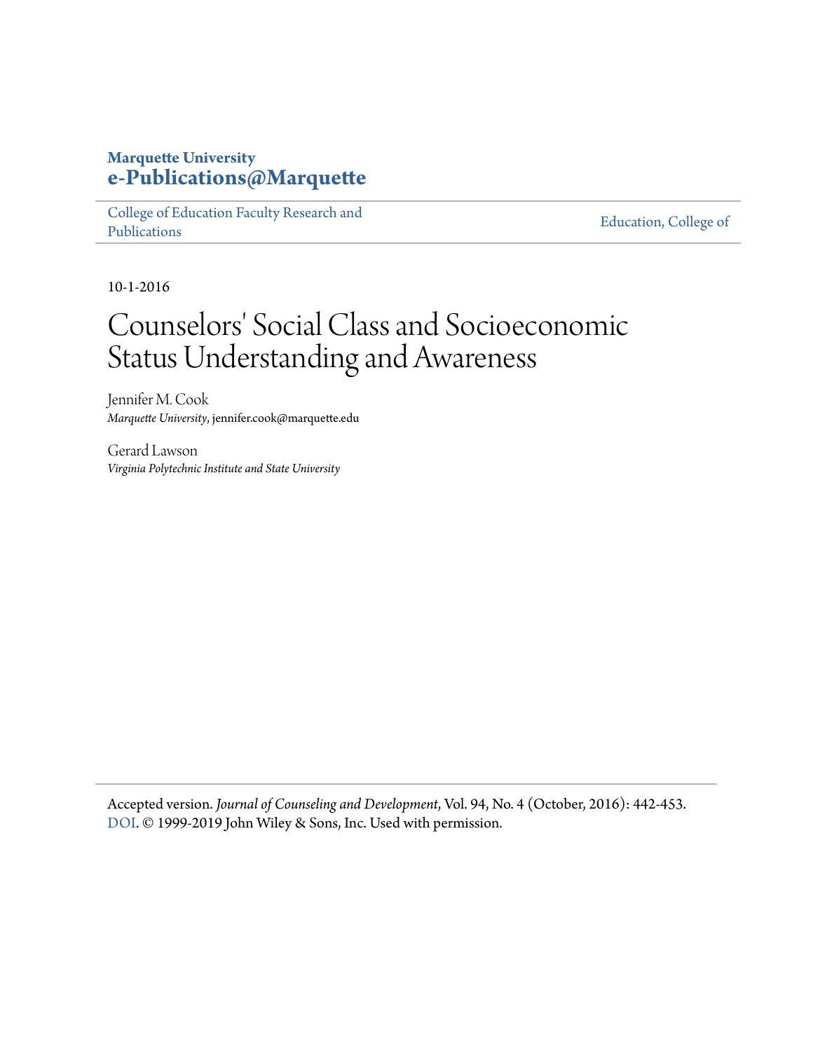Marquette University
**e-Publications@Marquette**

College of Education Faculty Research and Publications | Education, College of

10-1-2016

# Counselors' Social Class and Socioeconomic Status Understanding and Awareness

Jennifer M. Cook
*Marquette University*, jennifer.cook@marquette.edu

Gerard Lawson
*Virginia Polytechnic Institute and State University*

Accepted version. *Journal of Counseling and Development*, Vol. 94, No. 4 (October, 2016): 442-453. DOI. © 1999-2019 John Wiley & Sons, Inc. Used with permission.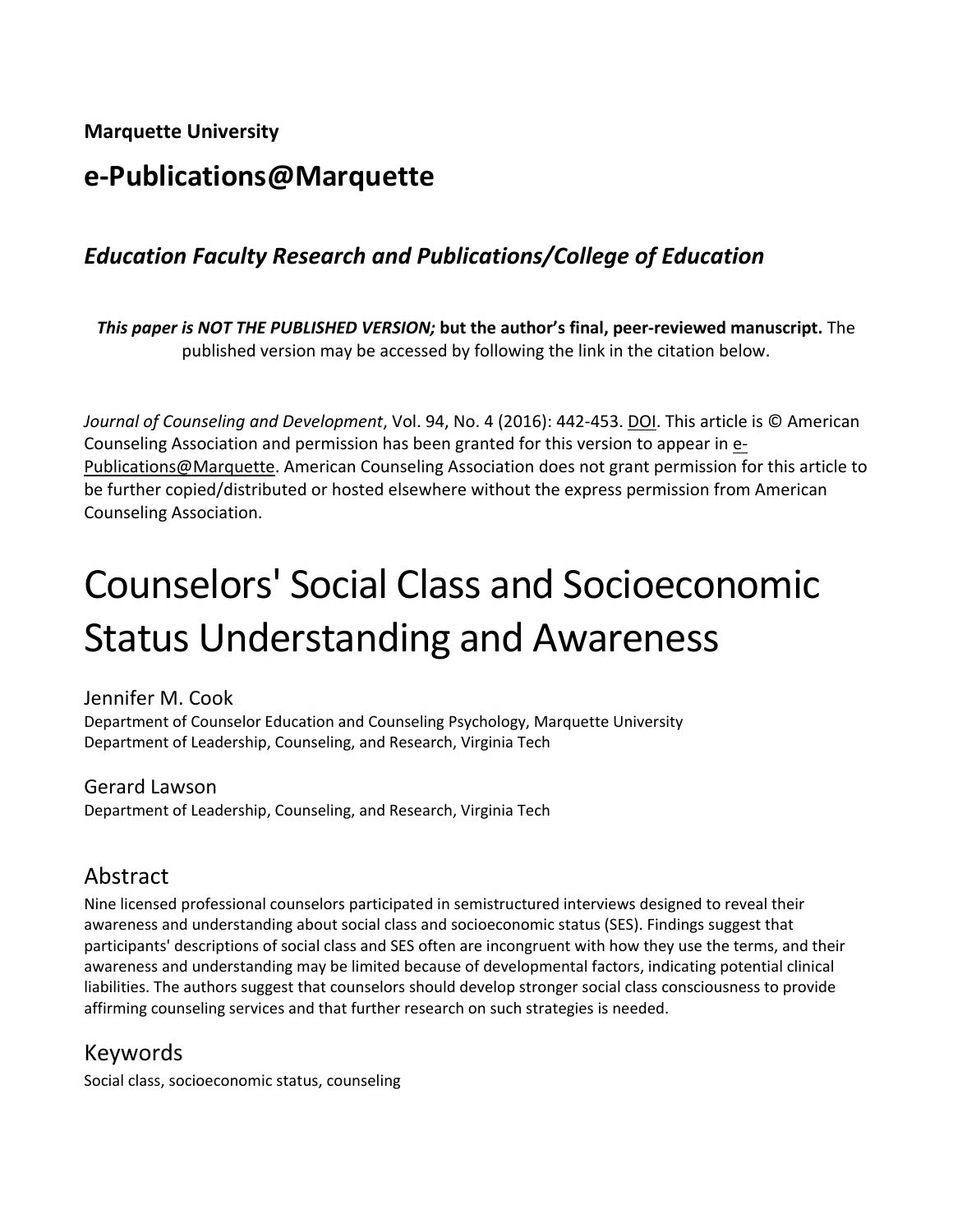**Marquette University**

## e-Publications@Marquette

### *Education Faculty Research and Publications/College of Education*

***This paper is NOT THE PUBLISHED VERSION;*** **but the author's final, peer-reviewed manuscript.** The published version may be accessed by following the link in the citation below.

*Journal of Counseling and Development*, Vol. 94, No. 4 (2016): 442-453. DOI. This article is © American Counseling Association and permission has been granted for this version to appear in e-Publications@Marquette. American Counseling Association does not grant permission for this article to be further copied/distributed or hosted elsewhere without the express permission from American Counseling Association.

# Counselors' Social Class and Socioeconomic Status Understanding and Awareness

Jennifer M. Cook
Department of Counselor Education and Counseling Psychology, Marquette University
Department of Leadership, Counseling, and Research, Virginia Tech

Gerard Lawson
Department of Leadership, Counseling, and Research, Virginia Tech

## Abstract

Nine licensed professional counselors participated in semistructured interviews designed to reveal their awareness and understanding about social class and socioeconomic status (SES). Findings suggest that participants' descriptions of social class and SES often are incongruent with how they use the terms, and their awareness and understanding may be limited because of developmental factors, indicating potential clinical liabilities. The authors suggest that counselors should develop stronger social class consciousness to provide affirming counseling services and that further research on such strategies is needed.

## Keywords

Social class, socioeconomic status, counseling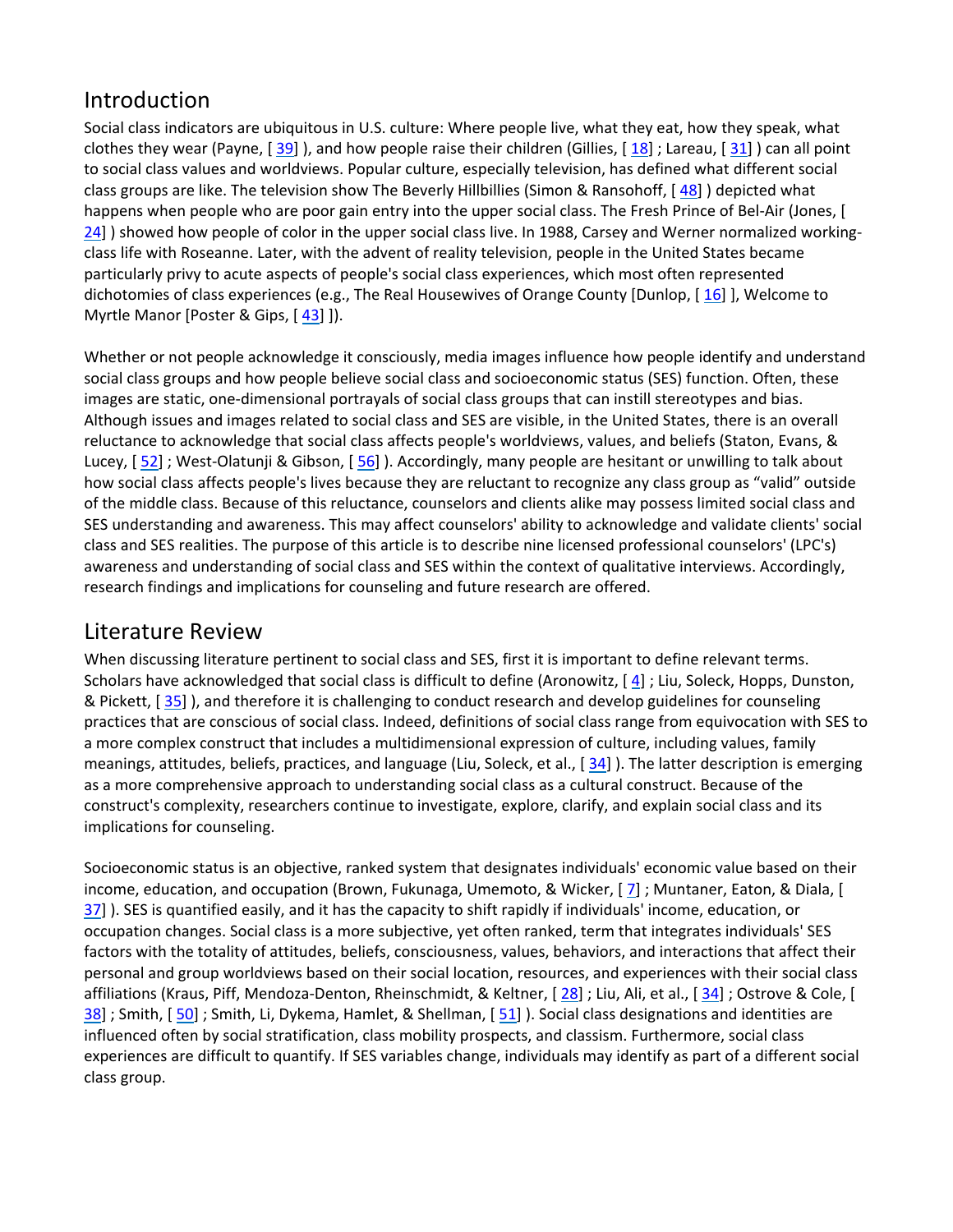## Introduction

Social class indicators are ubiquitous in U.S. culture: Where people live, what they eat, how they speak, what clothes they wear (Payne, [ 39] ), and how people raise their children (Gillies, [ 18] ; Lareau, [ 31] ) can all point to social class values and worldviews. Popular culture, especially television, has defined what different social class groups are like. The television show The Beverly Hillbillies (Simon & Ransohoff, [ 48] ) depicted what happens when people who are poor gain entry into the upper social class. The Fresh Prince of Bel-Air (Jones, [ 24] ) showed how people of color in the upper social class live. In 1988, Carsey and Werner normalized working-class life with Roseanne. Later, with the advent of reality television, people in the United States became particularly privy to acute aspects of people's social class experiences, which most often represented dichotomies of class experiences (e.g., The Real Housewives of Orange County [Dunlop, [ 16] ], Welcome to Myrtle Manor [Poster & Gips, [ 43] ]).

Whether or not people acknowledge it consciously, media images influence how people identify and understand social class groups and how people believe social class and socioeconomic status (SES) function. Often, these images are static, one-dimensional portrayals of social class groups that can instill stereotypes and bias. Although issues and images related to social class and SES are visible, in the United States, there is an overall reluctance to acknowledge that social class affects people's worldviews, values, and beliefs (Staton, Evans, & Lucey, [ 52] ; West-Olatunji & Gibson, [ 56] ). Accordingly, many people are hesitant or unwilling to talk about how social class affects people's lives because they are reluctant to recognize any class group as "valid" outside of the middle class. Because of this reluctance, counselors and clients alike may possess limited social class and SES understanding and awareness. This may affect counselors' ability to acknowledge and validate clients' social class and SES realities. The purpose of this article is to describe nine licensed professional counselors' (LPC's) awareness and understanding of social class and SES within the context of qualitative interviews. Accordingly, research findings and implications for counseling and future research are offered.

## Literature Review

When discussing literature pertinent to social class and SES, first it is important to define relevant terms. Scholars have acknowledged that social class is difficult to define (Aronowitz, [ 4] ; Liu, Soleck, Hopps, Dunston, & Pickett, [ 35] ), and therefore it is challenging to conduct research and develop guidelines for counseling practices that are conscious of social class. Indeed, definitions of social class range from equivocation with SES to a more complex construct that includes a multidimensional expression of culture, including values, family meanings, attitudes, beliefs, practices, and language (Liu, Soleck, et al., [ 34] ). The latter description is emerging as a more comprehensive approach to understanding social class as a cultural construct. Because of the construct's complexity, researchers continue to investigate, explore, clarify, and explain social class and its implications for counseling.

Socioeconomic status is an objective, ranked system that designates individuals' economic value based on their income, education, and occupation (Brown, Fukunaga, Umemoto, & Wicker, [ 7] ; Muntaner, Eaton, & Diala, [ 37] ). SES is quantified easily, and it has the capacity to shift rapidly if individuals' income, education, or occupation changes. Social class is a more subjective, yet often ranked, term that integrates individuals' SES factors with the totality of attitudes, beliefs, consciousness, values, behaviors, and interactions that affect their personal and group worldviews based on their social location, resources, and experiences with their social class affiliations (Kraus, Piff, Mendoza-Denton, Rheinschmidt, & Keltner, [ 28] ; Liu, Ali, et al., [ 34] ; Ostrove & Cole, [ 38] ; Smith, [ 50] ; Smith, Li, Dykema, Hamlet, & Shellman, [ 51] ). Social class designations and identities are influenced often by social stratification, class mobility prospects, and classism. Furthermore, social class experiences are difficult to quantify. If SES variables change, individuals may identify as part of a different social class group.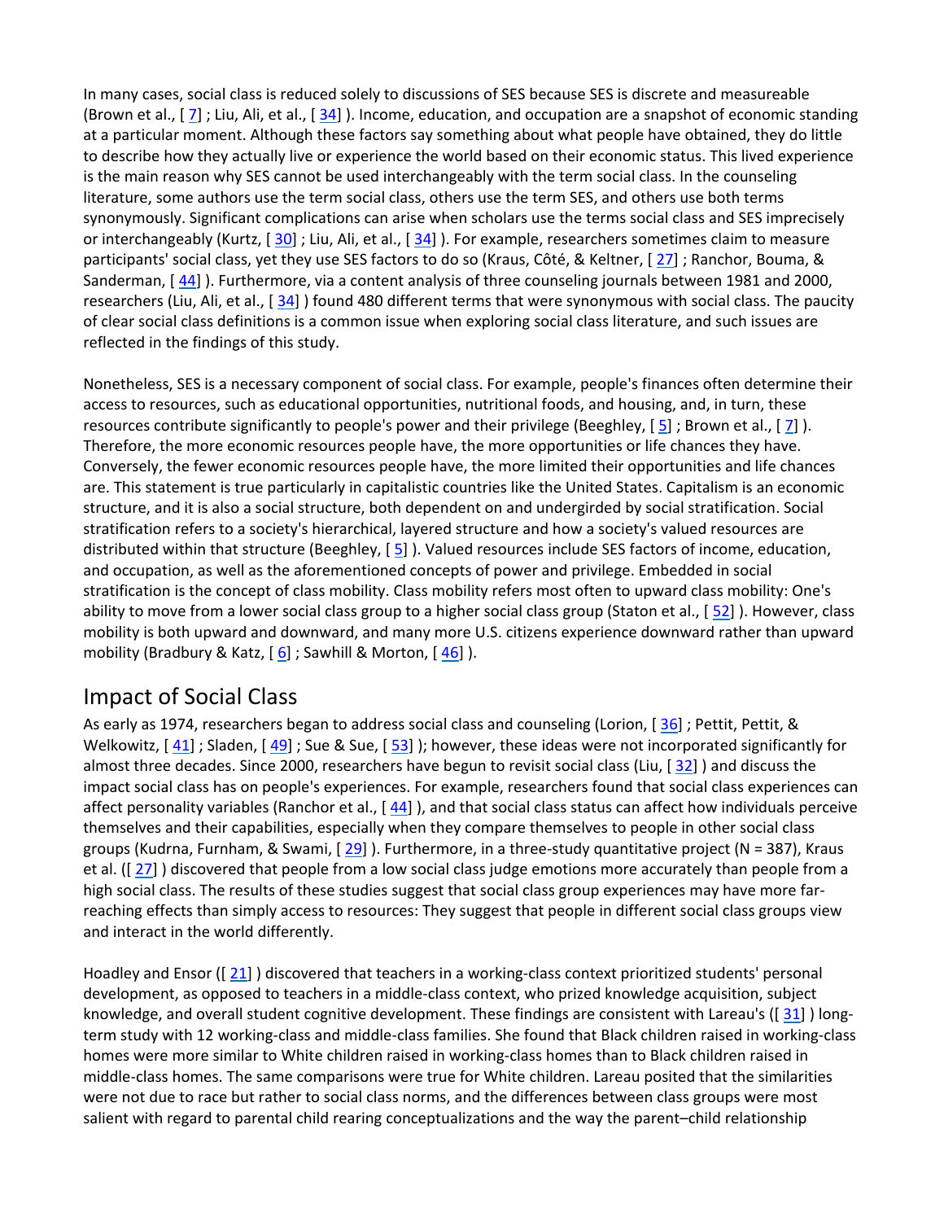In many cases, social class is reduced solely to discussions of SES because SES is discrete and measureable (Brown et al., [ 7] ; Liu, Ali, et al., [ 34] ). Income, education, and occupation are a snapshot of economic standing at a particular moment. Although these factors say something about what people have obtained, they do little to describe how they actually live or experience the world based on their economic status. This lived experience is the main reason why SES cannot be used interchangeably with the term social class. In the counseling literature, some authors use the term social class, others use the term SES, and others use both terms synonymously. Significant complications can arise when scholars use the terms social class and SES imprecisely or interchangeably (Kurtz, [ 30] ; Liu, Ali, et al., [ 34] ). For example, researchers sometimes claim to measure participants' social class, yet they use SES factors to do so (Kraus, Côté, & Keltner, [ 27] ; Ranchor, Bouma, & Sanderman, [ 44] ). Furthermore, via a content analysis of three counseling journals between 1981 and 2000, researchers (Liu, Ali, et al., [ 34] ) found 480 different terms that were synonymous with social class. The paucity of clear social class definitions is a common issue when exploring social class literature, and such issues are reflected in the findings of this study.

Nonetheless, SES is a necessary component of social class. For example, people's finances often determine their access to resources, such as educational opportunities, nutritional foods, and housing, and, in turn, these resources contribute significantly to people's power and their privilege (Beeghley, [ 5] ; Brown et al., [ 7] ). Therefore, the more economic resources people have, the more opportunities or life chances they have. Conversely, the fewer economic resources people have, the more limited their opportunities and life chances are. This statement is true particularly in capitalistic countries like the United States. Capitalism is an economic structure, and it is also a social structure, both dependent on and undergirded by social stratification. Social stratification refers to a society's hierarchical, layered structure and how a society's valued resources are distributed within that structure (Beeghley, [ 5] ). Valued resources include SES factors of income, education, and occupation, as well as the aforementioned concepts of power and privilege. Embedded in social stratification is the concept of class mobility. Class mobility refers most often to upward class mobility: One's ability to move from a lower social class group to a higher social class group (Staton et al., [ 52] ). However, class mobility is both upward and downward, and many more U.S. citizens experience downward rather than upward mobility (Bradbury & Katz, [ 6] ; Sawhill & Morton, [ 46] ).

## Impact of Social Class

As early as 1974, researchers began to address social class and counseling (Lorion, [ 36] ; Pettit, Pettit, & Welkowitz, [ 41] ; Sladen, [ 49] ; Sue & Sue, [ 53] ); however, these ideas were not incorporated significantly for almost three decades. Since 2000, researchers have begun to revisit social class (Liu, [ 32] ) and discuss the impact social class has on people's experiences. For example, researchers found that social class experiences can affect personality variables (Ranchor et al., [ 44] ), and that social class status can affect how individuals perceive themselves and their capabilities, especially when they compare themselves to people in other social class groups (Kudrna, Furnham, & Swami, [ 29] ). Furthermore, in a three-study quantitative project (N = 387), Kraus et al. ([ 27] ) discovered that people from a low social class judge emotions more accurately than people from a high social class. The results of these studies suggest that social class group experiences may have more far-reaching effects than simply access to resources: They suggest that people in different social class groups view and interact in the world differently.

Hoadley and Ensor ([ 21] ) discovered that teachers in a working-class context prioritized students' personal development, as opposed to teachers in a middle-class context, who prized knowledge acquisition, subject knowledge, and overall student cognitive development. These findings are consistent with Lareau's ([ 31] ) long-term study with 12 working-class and middle-class families. She found that Black children raised in working-class homes were more similar to White children raised in working-class homes than to Black children raised in middle-class homes. The same comparisons were true for White children. Lareau posited that the similarities were not due to race but rather to social class norms, and the differences between class groups were most salient with regard to parental child rearing conceptualizations and the way the parent–child relationship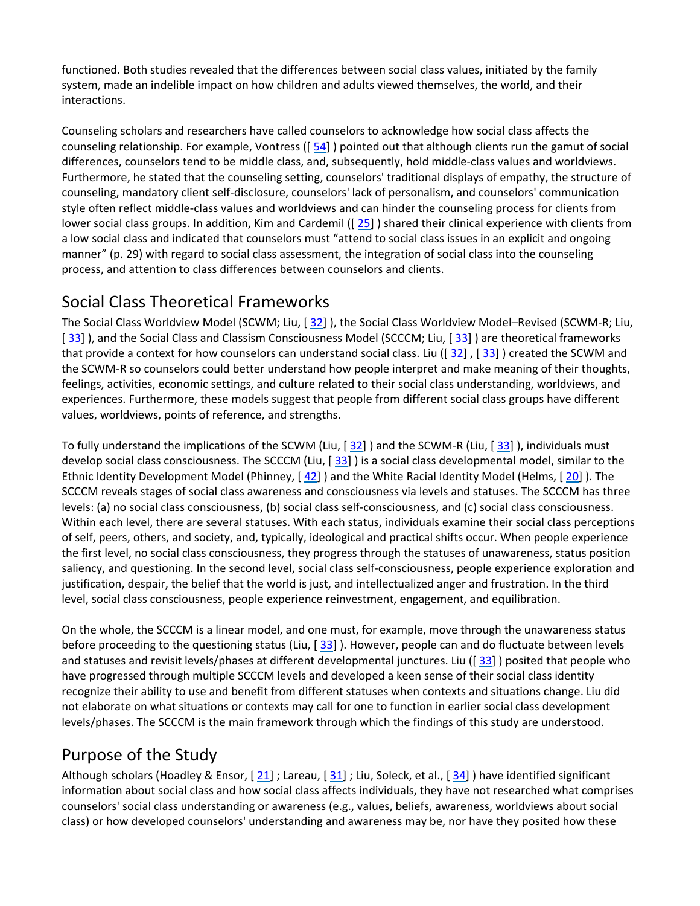functioned. Both studies revealed that the differences between social class values, initiated by the family system, made an indelible impact on how children and adults viewed themselves, the world, and their interactions.

Counseling scholars and researchers have called counselors to acknowledge how social class affects the counseling relationship. For example, Vontress ([ 54] ) pointed out that although clients run the gamut of social differences, counselors tend to be middle class, and, subsequently, hold middle-class values and worldviews. Furthermore, he stated that the counseling setting, counselors' traditional displays of empathy, the structure of counseling, mandatory client self-disclosure, counselors' lack of personalism, and counselors' communication style often reflect middle-class values and worldviews and can hinder the counseling process for clients from lower social class groups. In addition, Kim and Cardemil ([ 25] ) shared their clinical experience with clients from a low social class and indicated that counselors must "attend to social class issues in an explicit and ongoing manner" (p. 29) with regard to social class assessment, the integration of social class into the counseling process, and attention to class differences between counselors and clients.

## Social Class Theoretical Frameworks

The Social Class Worldview Model (SCWM; Liu, [ 32] ), the Social Class Worldview Model–Revised (SCWM-R; Liu, [ 33] ), and the Social Class and Classism Consciousness Model (SCCCM; Liu, [ 33] ) are theoretical frameworks that provide a context for how counselors can understand social class. Liu ([ 32] , [ 33] ) created the SCWM and the SCWM-R so counselors could better understand how people interpret and make meaning of their thoughts, feelings, activities, economic settings, and culture related to their social class understanding, worldviews, and experiences. Furthermore, these models suggest that people from different social class groups have different values, worldviews, points of reference, and strengths.

To fully understand the implications of the SCWM (Liu, [ 32] ) and the SCWM-R (Liu, [ 33] ), individuals must develop social class consciousness. The SCCCM (Liu, [ 33] ) is a social class developmental model, similar to the Ethnic Identity Development Model (Phinney, [ 42] ) and the White Racial Identity Model (Helms, [ 20] ). The SCCCM reveals stages of social class awareness and consciousness via levels and statuses. The SCCCM has three levels: (a) no social class consciousness, (b) social class self-consciousness, and (c) social class consciousness. Within each level, there are several statuses. With each status, individuals examine their social class perceptions of self, peers, others, and society, and, typically, ideological and practical shifts occur. When people experience the first level, no social class consciousness, they progress through the statuses of unawareness, status position saliency, and questioning. In the second level, social class self-consciousness, people experience exploration and justification, despair, the belief that the world is just, and intellectualized anger and frustration. In the third level, social class consciousness, people experience reinvestment, engagement, and equilibration.

On the whole, the SCCCM is a linear model, and one must, for example, move through the unawareness status before proceeding to the questioning status (Liu, [ 33] ). However, people can and do fluctuate between levels and statuses and revisit levels/phases at different developmental junctures. Liu ([ 33] ) posited that people who have progressed through multiple SCCCM levels and developed a keen sense of their social class identity recognize their ability to use and benefit from different statuses when contexts and situations change. Liu did not elaborate on what situations or contexts may call for one to function in earlier social class development levels/phases. The SCCCM is the main framework through which the findings of this study are understood.

## Purpose of the Study

Although scholars (Hoadley & Ensor, [ 21] ; Lareau, [ 31] ; Liu, Soleck, et al., [ 34] ) have identified significant information about social class and how social class affects individuals, they have not researched what comprises counselors' social class understanding or awareness (e.g., values, beliefs, awareness, worldviews about social class) or how developed counselors' understanding and awareness may be, nor have they posited how these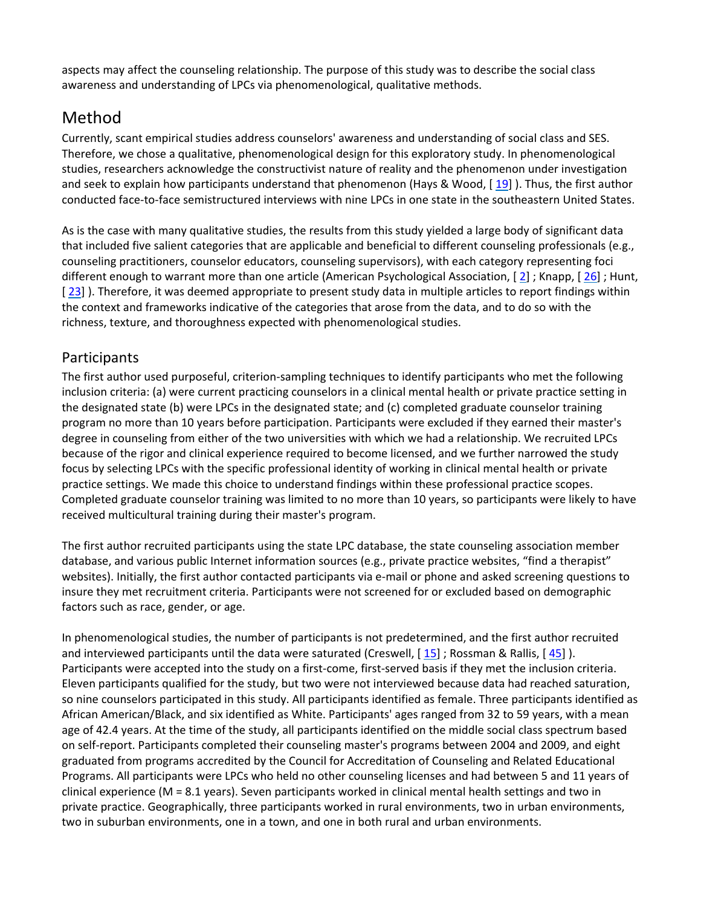aspects may affect the counseling relationship. The purpose of this study was to describe the social class awareness and understanding of LPCs via phenomenological, qualitative methods.

# Method

Currently, scant empirical studies address counselors' awareness and understanding of social class and SES. Therefore, we chose a qualitative, phenomenological design for this exploratory study. In phenomenological studies, researchers acknowledge the constructivist nature of reality and the phenomenon under investigation and seek to explain how participants understand that phenomenon (Hays & Wood, [ 19] ). Thus, the first author conducted face-to-face semistructured interviews with nine LPCs in one state in the southeastern United States.

As is the case with many qualitative studies, the results from this study yielded a large body of significant data that included five salient categories that are applicable and beneficial to different counseling professionals (e.g., counseling practitioners, counselor educators, counseling supervisors), with each category representing foci different enough to warrant more than one article (American Psychological Association, [ 2] ; Knapp, [ 26] ; Hunt, [ 23] ). Therefore, it was deemed appropriate to present study data in multiple articles to report findings within the context and frameworks indicative of the categories that arose from the data, and to do so with the richness, texture, and thoroughness expected with phenomenological studies.

## Participants

The first author used purposeful, criterion-sampling techniques to identify participants who met the following inclusion criteria: (a) were current practicing counselors in a clinical mental health or private practice setting in the designated state (b) were LPCs in the designated state; and (c) completed graduate counselor training program no more than 10 years before participation. Participants were excluded if they earned their master's degree in counseling from either of the two universities with which we had a relationship. We recruited LPCs because of the rigor and clinical experience required to become licensed, and we further narrowed the study focus by selecting LPCs with the specific professional identity of working in clinical mental health or private practice settings. We made this choice to understand findings within these professional practice scopes. Completed graduate counselor training was limited to no more than 10 years, so participants were likely to have received multicultural training during their master's program.

The first author recruited participants using the state LPC database, the state counseling association member database, and various public Internet information sources (e.g., private practice websites, "find a therapist" websites). Initially, the first author contacted participants via e-mail or phone and asked screening questions to insure they met recruitment criteria. Participants were not screened for or excluded based on demographic factors such as race, gender, or age.

In phenomenological studies, the number of participants is not predetermined, and the first author recruited and interviewed participants until the data were saturated (Creswell, [ 15] ; Rossman & Rallis, [ 45] ). Participants were accepted into the study on a first-come, first-served basis if they met the inclusion criteria. Eleven participants qualified for the study, but two were not interviewed because data had reached saturation, so nine counselors participated in this study. All participants identified as female. Three participants identified as African American/Black, and six identified as White. Participants' ages ranged from 32 to 59 years, with a mean age of 42.4 years. At the time of the study, all participants identified on the middle social class spectrum based on self-report. Participants completed their counseling master's programs between 2004 and 2009, and eight graduated from programs accredited by the Council for Accreditation of Counseling and Related Educational Programs. All participants were LPCs who held no other counseling licenses and had between 5 and 11 years of clinical experience ($M = 8.1$ years). Seven participants worked in clinical mental health settings and two in private practice. Geographically, three participants worked in rural environments, two in urban environments, two in suburban environments, one in a town, and one in both rural and urban environments.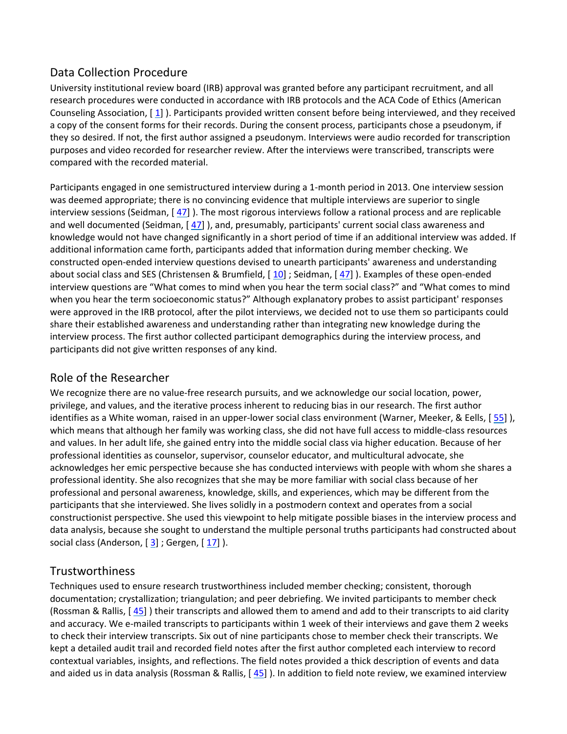## Data Collection Procedure

University institutional review board (IRB) approval was granted before any participant recruitment, and all research procedures were conducted in accordance with IRB protocols and the ACA Code of Ethics (American Counseling Association, [ 1] ). Participants provided written consent before being interviewed, and they received a copy of the consent forms for their records. During the consent process, participants chose a pseudonym, if they so desired. If not, the first author assigned a pseudonym. Interviews were audio recorded for transcription purposes and video recorded for researcher review. After the interviews were transcribed, transcripts were compared with the recorded material.

Participants engaged in one semistructured interview during a 1-month period in 2013. One interview session was deemed appropriate; there is no convincing evidence that multiple interviews are superior to single interview sessions (Seidman, [ 47] ). The most rigorous interviews follow a rational process and are replicable and well documented (Seidman, [ 47] ), and, presumably, participants' current social class awareness and knowledge would not have changed significantly in a short period of time if an additional interview was added. If additional information came forth, participants added that information during member checking. We constructed open-ended interview questions devised to unearth participants' awareness and understanding about social class and SES (Christensen & Brumfield, [ 10] ; Seidman, [ 47] ). Examples of these open-ended interview questions are "What comes to mind when you hear the term social class?" and "What comes to mind when you hear the term socioeconomic status?" Although explanatory probes to assist participant' responses were approved in the IRB protocol, after the pilot interviews, we decided not to use them so participants could share their established awareness and understanding rather than integrating new knowledge during the interview process. The first author collected participant demographics during the interview process, and participants did not give written responses of any kind.

## Role of the Researcher

We recognize there are no value-free research pursuits, and we acknowledge our social location, power, privilege, and values, and the iterative process inherent to reducing bias in our research. The first author identifies as a White woman, raised in an upper-lower social class environment (Warner, Meeker, & Eells, [ 55] ), which means that although her family was working class, she did not have full access to middle-class resources and values. In her adult life, she gained entry into the middle social class via higher education. Because of her professional identities as counselor, supervisor, counselor educator, and multicultural advocate, she acknowledges her emic perspective because she has conducted interviews with people with whom she shares a professional identity. She also recognizes that she may be more familiar with social class because of her professional and personal awareness, knowledge, skills, and experiences, which may be different from the participants that she interviewed. She lives solidly in a postmodern context and operates from a social constructionist perspective. She used this viewpoint to help mitigate possible biases in the interview process and data analysis, because she sought to understand the multiple personal truths participants had constructed about social class (Anderson, [ 3] ; Gergen, [ 17] ).

## Trustworthiness

Techniques used to ensure research trustworthiness included member checking; consistent, thorough documentation; crystallization; triangulation; and peer debriefing. We invited participants to member check (Rossman & Rallis, [ 45] ) their transcripts and allowed them to amend and add to their transcripts to aid clarity and accuracy. We e-mailed transcripts to participants within 1 week of their interviews and gave them 2 weeks to check their interview transcripts. Six out of nine participants chose to member check their transcripts. We kept a detailed audit trail and recorded field notes after the first author completed each interview to record contextual variables, insights, and reflections. The field notes provided a thick description of events and data and aided us in data analysis (Rossman & Rallis, [ 45] ). In addition to field note review, we examined interview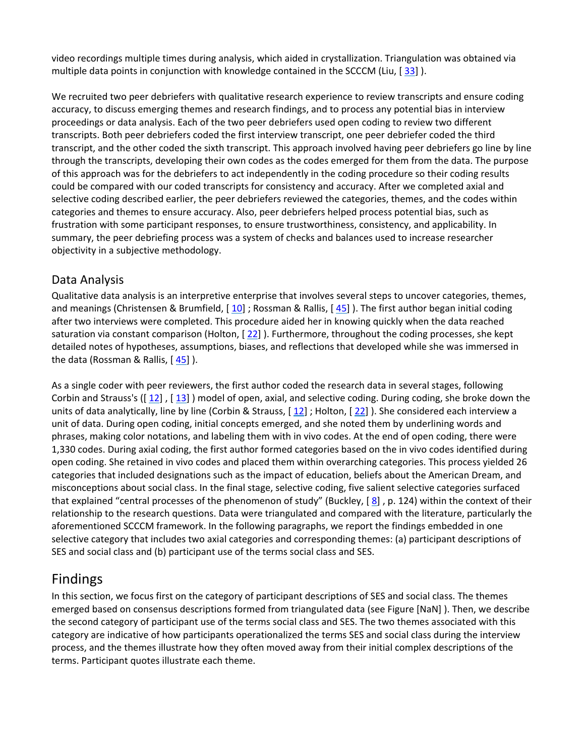video recordings multiple times during analysis, which aided in crystallization. Triangulation was obtained via multiple data points in conjunction with knowledge contained in the SCCCM (Liu, [ 33] ).

We recruited two peer debriefers with qualitative research experience to review transcripts and ensure coding accuracy, to discuss emerging themes and research findings, and to process any potential bias in interview proceedings or data analysis. Each of the two peer debriefers used open coding to review two different transcripts. Both peer debriefers coded the first interview transcript, one peer debriefer coded the third transcript, and the other coded the sixth transcript. This approach involved having peer debriefers go line by line through the transcripts, developing their own codes as the codes emerged for them from the data. The purpose of this approach was for the debriefers to act independently in the coding procedure so their coding results could be compared with our coded transcripts for consistency and accuracy. After we completed axial and selective coding described earlier, the peer debriefers reviewed the categories, themes, and the codes within categories and themes to ensure accuracy. Also, peer debriefers helped process potential bias, such as frustration with some participant responses, to ensure trustworthiness, consistency, and applicability. In summary, the peer debriefing process was a system of checks and balances used to increase researcher objectivity in a subjective methodology.

## Data Analysis

Qualitative data analysis is an interpretive enterprise that involves several steps to uncover categories, themes, and meanings (Christensen & Brumfield, [ 10] ; Rossman & Rallis, [ 45] ). The first author began initial coding after two interviews were completed. This procedure aided her in knowing quickly when the data reached saturation via constant comparison (Holton, [ 22] ). Furthermore, throughout the coding processes, she kept detailed notes of hypotheses, assumptions, biases, and reflections that developed while she was immersed in the data (Rossman & Rallis, [ 45] ).

As a single coder with peer reviewers, the first author coded the research data in several stages, following Corbin and Strauss's ([ 12] , [ 13] ) model of open, axial, and selective coding. During coding, she broke down the units of data analytically, line by line (Corbin & Strauss, [ 12] ; Holton, [ 22] ). She considered each interview a unit of data. During open coding, initial concepts emerged, and she noted them by underlining words and phrases, making color notations, and labeling them with in vivo codes. At the end of open coding, there were 1,330 codes. During axial coding, the first author formed categories based on the in vivo codes identified during open coding. She retained in vivo codes and placed them within overarching categories. This process yielded 26 categories that included designations such as the impact of education, beliefs about the American Dream, and misconceptions about social class. In the final stage, selective coding, five salient selective categories surfaced that explained "central processes of the phenomenon of study" (Buckley, [ 8] , p. 124) within the context of their relationship to the research questions. Data were triangulated and compared with the literature, particularly the aforementioned SCCCM framework. In the following paragraphs, we report the findings embedded in one selective category that includes two axial categories and corresponding themes: (a) participant descriptions of SES and social class and (b) participant use of the terms social class and SES.

# Findings

In this section, we focus first on the category of participant descriptions of SES and social class. The themes emerged based on consensus descriptions formed from triangulated data (see Figure [NaN] ). Then, we describe the second category of participant use of the terms social class and SES. The two themes associated with this category are indicative of how participants operationalized the terms SES and social class during the interview process, and the themes illustrate how they often moved away from their initial complex descriptions of the terms. Participant quotes illustrate each theme.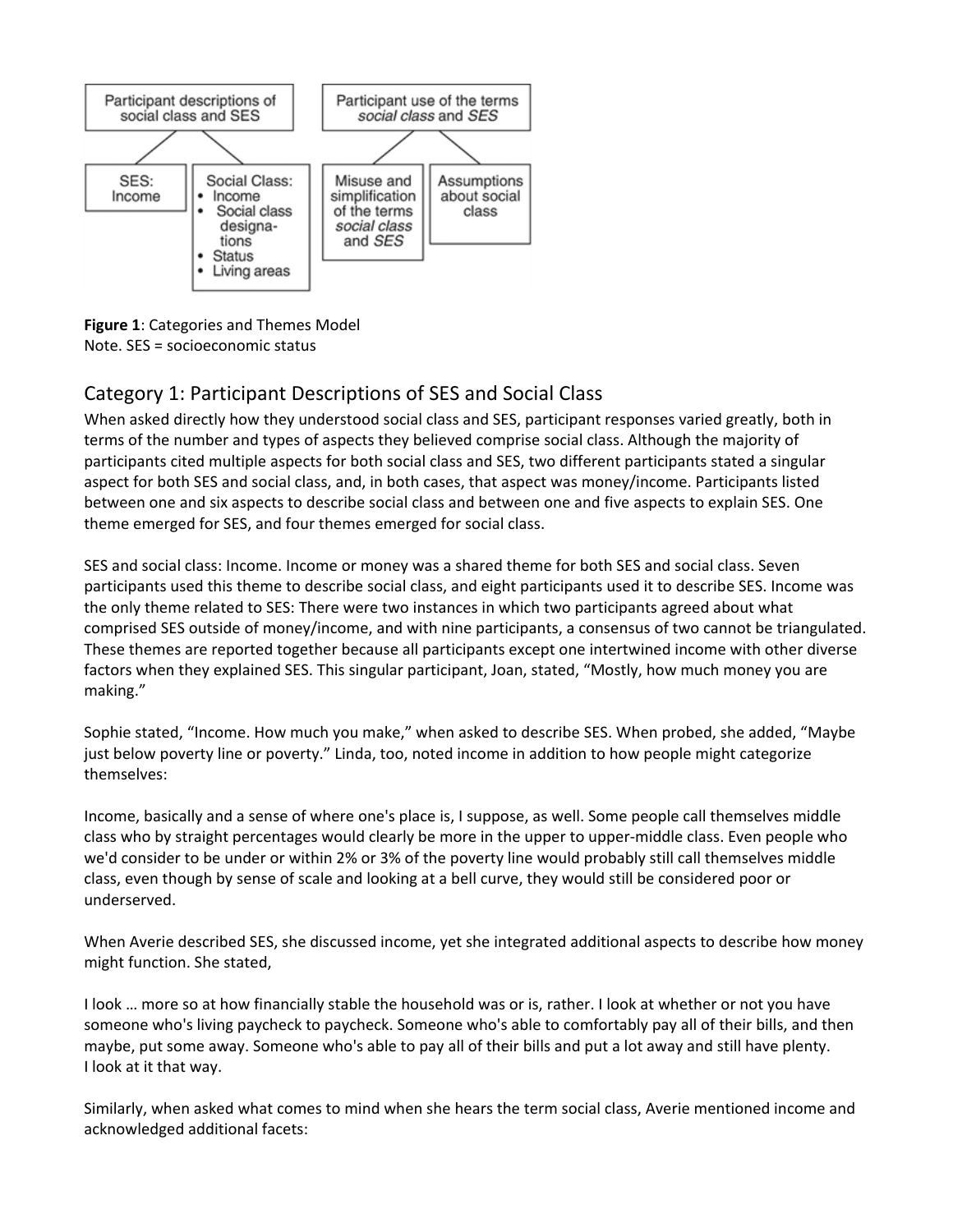Participant descriptions of social class and SES

SES: Income

Social Class:
- Income
- Social class designations
- Status
- Living areas

Participant use of the terms *social class* and *SES*

Misuse and simplification of the terms *social class* and *SES*

Assumptions about social class

**Figure 1**: Categories and Themes Model
Note. SES = socioeconomic status

## Category 1: Participant Descriptions of SES and Social Class

When asked directly how they understood social class and SES, participant responses varied greatly, both in terms of the number and types of aspects they believed comprise social class. Although the majority of participants cited multiple aspects for both social class and SES, two different participants stated a singular aspect for both SES and social class, and, in both cases, that aspect was money/income. Participants listed between one and six aspects to describe social class and between one and five aspects to explain SES. One theme emerged for SES, and four themes emerged for social class.

SES and social class: Income. Income or money was a shared theme for both SES and social class. Seven participants used this theme to describe social class, and eight participants used it to describe SES. Income was the only theme related to SES: There were two instances in which two participants agreed about what comprised SES outside of money/income, and with nine participants, a consensus of two cannot be triangulated. These themes are reported together because all participants except one intertwined income with other diverse factors when they explained SES. This singular participant, Joan, stated, "Mostly, how much money you are making."

Sophie stated, "Income. How much you make," when asked to describe SES. When probed, she added, "Maybe just below poverty line or poverty." Linda, too, noted income in addition to how people might categorize themselves:

Income, basically and a sense of where one's place is, I suppose, as well. Some people call themselves middle class who by straight percentages would clearly be more in the upper to upper-middle class. Even people who we'd consider to be under or within 2% or 3% of the poverty line would probably still call themselves middle class, even though by sense of scale and looking at a bell curve, they would still be considered poor or underserved.

When Averie described SES, she discussed income, yet she integrated additional aspects to describe how money might function. She stated,

I look … more so at how financially stable the household was or is, rather. I look at whether or not you have someone who's living paycheck to paycheck. Someone who's able to comfortably pay all of their bills, and then maybe, put some away. Someone who's able to pay all of their bills and put a lot away and still have plenty. I look at it that way.

Similarly, when asked what comes to mind when she hears the term social class, Averie mentioned income and acknowledged additional facets: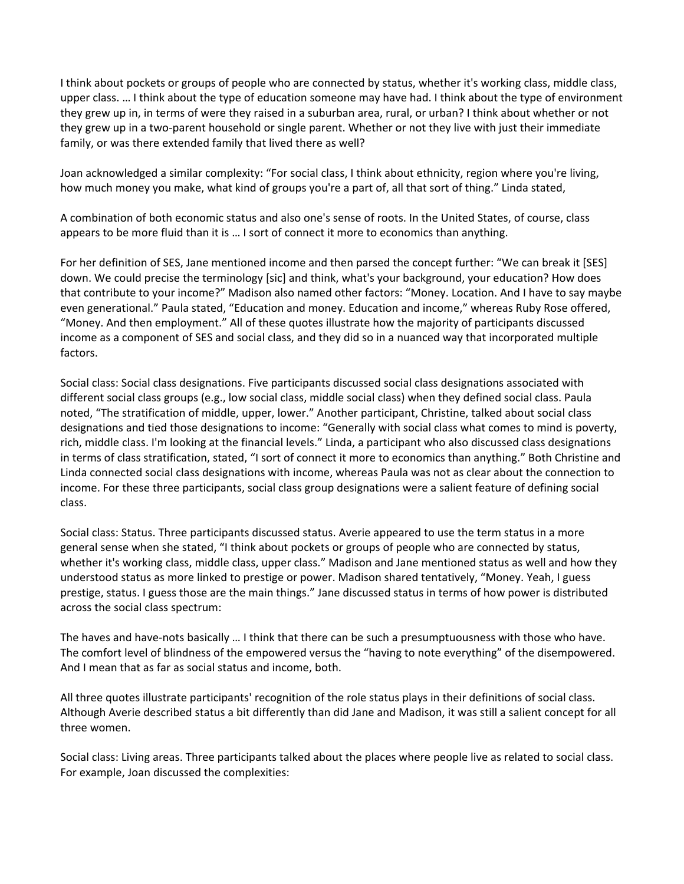I think about pockets or groups of people who are connected by status, whether it's working class, middle class, upper class. … I think about the type of education someone may have had. I think about the type of environment they grew up in, in terms of were they raised in a suburban area, rural, or urban? I think about whether or not they grew up in a two-parent household or single parent. Whether or not they live with just their immediate family, or was there extended family that lived there as well?

Joan acknowledged a similar complexity: “For social class, I think about ethnicity, region where you're living, how much money you make, what kind of groups you're a part of, all that sort of thing.” Linda stated,

A combination of both economic status and also one's sense of roots. In the United States, of course, class appears to be more fluid than it is … I sort of connect it more to economics than anything.

For her definition of SES, Jane mentioned income and then parsed the concept further: “We can break it [SES] down. We could precise the terminology [sic] and think, what's your background, your education? How does that contribute to your income?” Madison also named other factors: “Money. Location. And I have to say maybe even generational.” Paula stated, “Education and money. Education and income,” whereas Ruby Rose offered, “Money. And then employment.” All of these quotes illustrate how the majority of participants discussed income as a component of SES and social class, and they did so in a nuanced way that incorporated multiple factors.

Social class: Social class designations. Five participants discussed social class designations associated with different social class groups (e.g., low social class, middle social class) when they defined social class. Paula noted, “The stratification of middle, upper, lower.” Another participant, Christine, talked about social class designations and tied those designations to income: “Generally with social class what comes to mind is poverty, rich, middle class. I'm looking at the financial levels.” Linda, a participant who also discussed class designations in terms of class stratification, stated, “I sort of connect it more to economics than anything.” Both Christine and Linda connected social class designations with income, whereas Paula was not as clear about the connection to income. For these three participants, social class group designations were a salient feature of defining social class.

Social class: Status. Three participants discussed status. Averie appeared to use the term status in a more general sense when she stated, “I think about pockets or groups of people who are connected by status, whether it's working class, middle class, upper class.” Madison and Jane mentioned status as well and how they understood status as more linked to prestige or power. Madison shared tentatively, “Money. Yeah, I guess prestige, status. I guess those are the main things.” Jane discussed status in terms of how power is distributed across the social class spectrum:

The haves and have-nots basically … I think that there can be such a presumptuousness with those who have. The comfort level of blindness of the empowered versus the “having to note everything” of the disempowered. And I mean that as far as social status and income, both.

All three quotes illustrate participants' recognition of the role status plays in their definitions of social class. Although Averie described status a bit differently than did Jane and Madison, it was still a salient concept for all three women.

Social class: Living areas. Three participants talked about the places where people live as related to social class. For example, Joan discussed the complexities: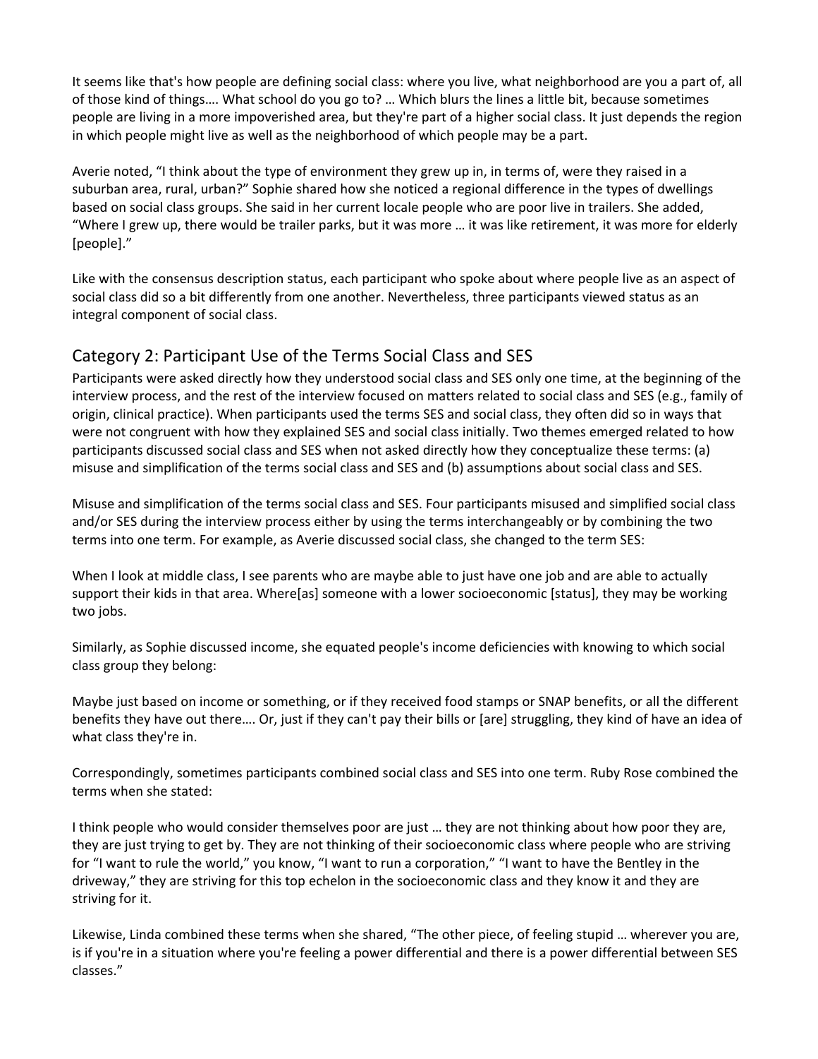It seems like that's how people are defining social class: where you live, what neighborhood are you a part of, all of those kind of things…. What school do you go to? … Which blurs the lines a little bit, because sometimes people are living in a more impoverished area, but they're part of a higher social class. It just depends the region in which people might live as well as the neighborhood of which people may be a part.

Averie noted, "I think about the type of environment they grew up in, in terms of, were they raised in a suburban area, rural, urban?" Sophie shared how she noticed a regional difference in the types of dwellings based on social class groups. She said in her current locale people who are poor live in trailers. She added, "Where I grew up, there would be trailer parks, but it was more … it was like retirement, it was more for elderly [people]."

Like with the consensus description status, each participant who spoke about where people live as an aspect of social class did so a bit differently from one another. Nevertheless, three participants viewed status as an integral component of social class.

## Category 2: Participant Use of the Terms Social Class and SES

Participants were asked directly how they understood social class and SES only one time, at the beginning of the interview process, and the rest of the interview focused on matters related to social class and SES (e.g., family of origin, clinical practice). When participants used the terms SES and social class, they often did so in ways that were not congruent with how they explained SES and social class initially. Two themes emerged related to how participants discussed social class and SES when not asked directly how they conceptualize these terms: (a) misuse and simplification of the terms social class and SES and (b) assumptions about social class and SES.

Misuse and simplification of the terms social class and SES. Four participants misused and simplified social class and/or SES during the interview process either by using the terms interchangeably or by combining the two terms into one term. For example, as Averie discussed social class, she changed to the term SES:

When I look at middle class, I see parents who are maybe able to just have one job and are able to actually support their kids in that area. Where[as] someone with a lower socioeconomic [status], they may be working two jobs.

Similarly, as Sophie discussed income, she equated people's income deficiencies with knowing to which social class group they belong:

Maybe just based on income or something, or if they received food stamps or SNAP benefits, or all the different benefits they have out there…. Or, just if they can't pay their bills or [are] struggling, they kind of have an idea of what class they're in.

Correspondingly, sometimes participants combined social class and SES into one term. Ruby Rose combined the terms when she stated:

I think people who would consider themselves poor are just … they are not thinking about how poor they are, they are just trying to get by. They are not thinking of their socioeconomic class where people who are striving for "I want to rule the world," you know, "I want to run a corporation," "I want to have the Bentley in the driveway," they are striving for this top echelon in the socioeconomic class and they know it and they are striving for it.

Likewise, Linda combined these terms when she shared, "The other piece, of feeling stupid … wherever you are, is if you're in a situation where you're feeling a power differential and there is a power differential between SES classes."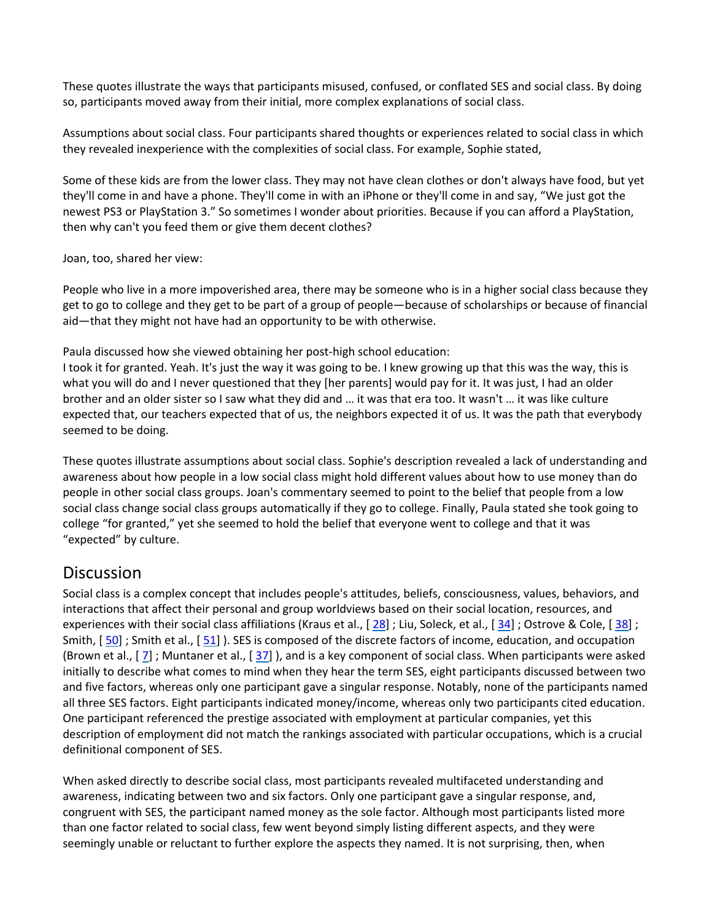These quotes illustrate the ways that participants misused, confused, or conflated SES and social class. By doing so, participants moved away from their initial, more complex explanations of social class.

Assumptions about social class. Four participants shared thoughts or experiences related to social class in which they revealed inexperience with the complexities of social class. For example, Sophie stated,

Some of these kids are from the lower class. They may not have clean clothes or don't always have food, but yet they'll come in and have a phone. They'll come in with an iPhone or they'll come in and say, “We just got the newest PS3 or PlayStation 3.” So sometimes I wonder about priorities. Because if you can afford a PlayStation, then why can't you feed them or give them decent clothes?

Joan, too, shared her view:

People who live in a more impoverished area, there may be someone who is in a higher social class because they get to go to college and they get to be part of a group of people—because of scholarships or because of financial aid—that they might not have had an opportunity to be with otherwise.

Paula discussed how she viewed obtaining her post-high school education:
I took it for granted. Yeah. It's just the way it was going to be. I knew growing up that this was the way, this is what you will do and I never questioned that they [her parents] would pay for it. It was just, I had an older brother and an older sister so I saw what they did and … it was that era too. It wasn't … it was like culture expected that, our teachers expected that of us, the neighbors expected it of us. It was the path that everybody seemed to be doing.

These quotes illustrate assumptions about social class. Sophie's description revealed a lack of understanding and awareness about how people in a low social class might hold different values about how to use money than do people in other social class groups. Joan's commentary seemed to point to the belief that people from a low social class change social class groups automatically if they go to college. Finally, Paula stated she took going to college “for granted,” yet she seemed to hold the belief that everyone went to college and that it was “expected” by culture.

## Discussion

Social class is a complex concept that includes people's attitudes, beliefs, consciousness, values, behaviors, and interactions that affect their personal and group worldviews based on their social location, resources, and experiences with their social class affiliations (Kraus et al., [ 28] ; Liu, Soleck, et al., [ 34] ; Ostrove & Cole, [ 38] ; Smith, [ 50] ; Smith et al., [ 51] ). SES is composed of the discrete factors of income, education, and occupation (Brown et al., [ 7] ; Muntaner et al., [ 37] ), and is a key component of social class. When participants were asked initially to describe what comes to mind when they hear the term SES, eight participants discussed between two and five factors, whereas only one participant gave a singular response. Notably, none of the participants named all three SES factors. Eight participants indicated money/income, whereas only two participants cited education. One participant referenced the prestige associated with employment at particular companies, yet this description of employment did not match the rankings associated with particular occupations, which is a crucial definitional component of SES.

When asked directly to describe social class, most participants revealed multifaceted understanding and awareness, indicating between two and six factors. Only one participant gave a singular response, and, congruent with SES, the participant named money as the sole factor. Although most participants listed more than one factor related to social class, few went beyond simply listing different aspects, and they were seemingly unable or reluctant to further explore the aspects they named. It is not surprising, then, when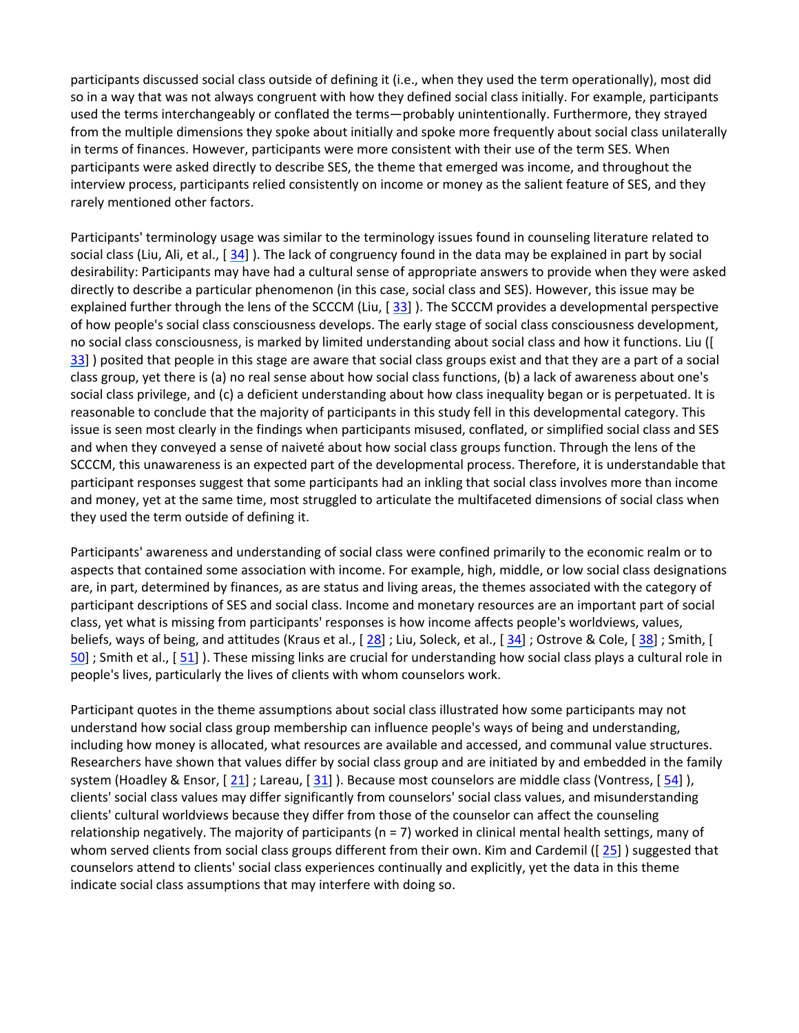participants discussed social class outside of defining it (i.e., when they used the term operationally), most did so in a way that was not always congruent with how they defined social class initially. For example, participants used the terms interchangeably or conflated the terms—probably unintentionally. Furthermore, they strayed from the multiple dimensions they spoke about initially and spoke more frequently about social class unilaterally in terms of finances. However, participants were more consistent with their use of the term SES. When participants were asked directly to describe SES, the theme that emerged was income, and throughout the interview process, participants relied consistently on income or money as the salient feature of SES, and they rarely mentioned other factors.

Participants' terminology usage was similar to the terminology issues found in counseling literature related to social class (Liu, Ali, et al., [ 34] ). The lack of congruency found in the data may be explained in part by social desirability: Participants may have had a cultural sense of appropriate answers to provide when they were asked directly to describe a particular phenomenon (in this case, social class and SES). However, this issue may be explained further through the lens of the SCCCM (Liu, [ 33] ). The SCCCM provides a developmental perspective of how people's social class consciousness develops. The early stage of social class consciousness development, no social class consciousness, is marked by limited understanding about social class and how it functions. Liu ([ 33] ) posited that people in this stage are aware that social class groups exist and that they are a part of a social class group, yet there is (a) no real sense about how social class functions, (b) a lack of awareness about one's social class privilege, and (c) a deficient understanding about how class inequality began or is perpetuated. It is reasonable to conclude that the majority of participants in this study fell in this developmental category. This issue is seen most clearly in the findings when participants misused, conflated, or simplified social class and SES and when they conveyed a sense of naiveté about how social class groups function. Through the lens of the SCCCM, this unawareness is an expected part of the developmental process. Therefore, it is understandable that participant responses suggest that some participants had an inkling that social class involves more than income and money, yet at the same time, most struggled to articulate the multifaceted dimensions of social class when they used the term outside of defining it.

Participants' awareness and understanding of social class were confined primarily to the economic realm or to aspects that contained some association with income. For example, high, middle, or low social class designations are, in part, determined by finances, as are status and living areas, the themes associated with the category of participant descriptions of SES and social class. Income and monetary resources are an important part of social class, yet what is missing from participants' responses is how income affects people's worldviews, values, beliefs, ways of being, and attitudes (Kraus et al., [ 28] ; Liu, Soleck, et al., [ 34] ; Ostrove & Cole, [ 38] ; Smith, [ 50] ; Smith et al., [ 51] ). These missing links are crucial for understanding how social class plays a cultural role in people's lives, particularly the lives of clients with whom counselors work.

Participant quotes in the theme assumptions about social class illustrated how some participants may not understand how social class group membership can influence people's ways of being and understanding, including how money is allocated, what resources are available and accessed, and communal value structures. Researchers have shown that values differ by social class group and are initiated by and embedded in the family system (Hoadley & Ensor, [ 21] ; Lareau, [ 31] ). Because most counselors are middle class (Vontress, [ 54] ), clients' social class values may differ significantly from counselors' social class values, and misunderstanding clients' cultural worldviews because they differ from those of the counselor can affect the counseling relationship negatively. The majority of participants (n = 7) worked in clinical mental health settings, many of whom served clients from social class groups different from their own. Kim and Cardemil ([ 25] ) suggested that counselors attend to clients' social class experiences continually and explicitly, yet the data in this theme indicate social class assumptions that may interfere with doing so.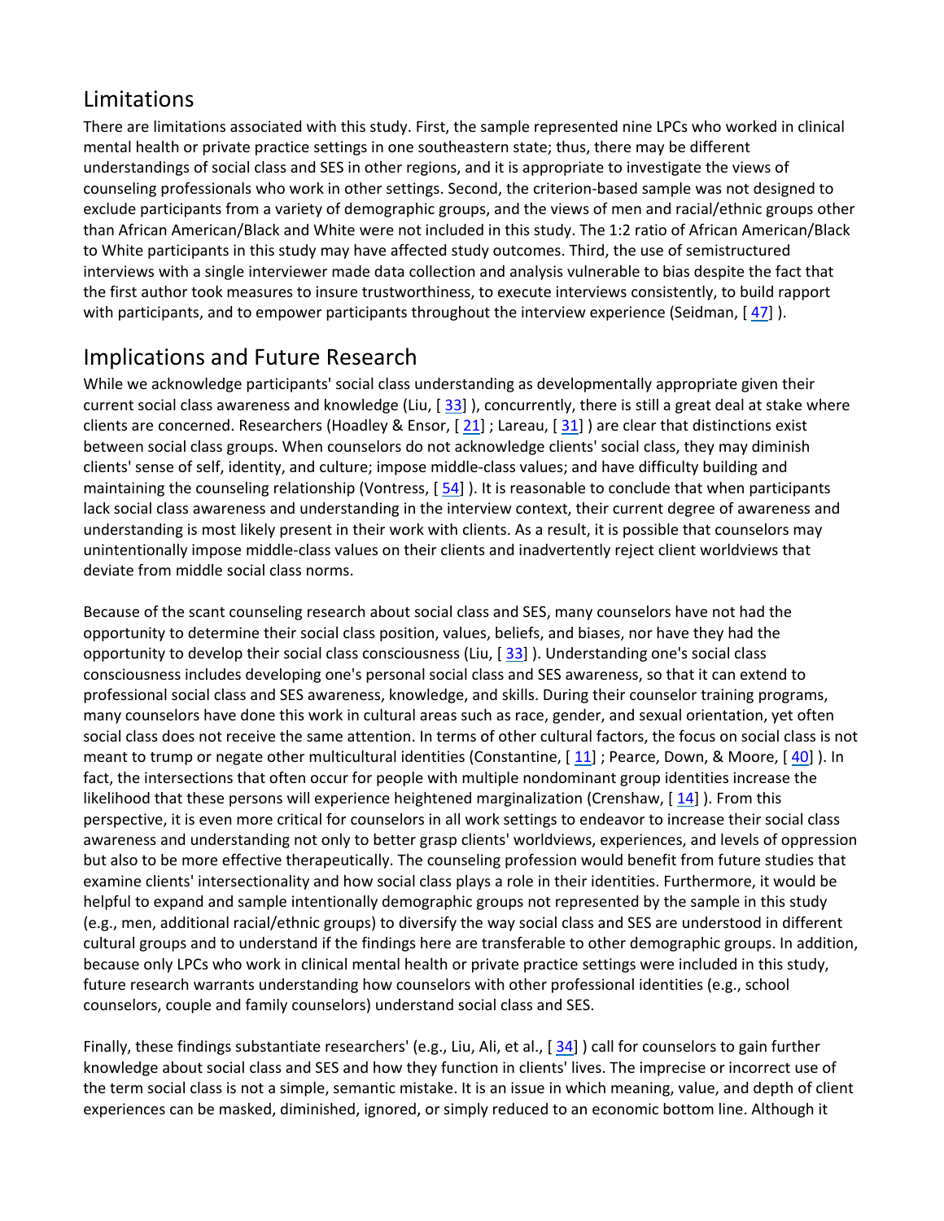## Limitations

There are limitations associated with this study. First, the sample represented nine LPCs who worked in clinical mental health or private practice settings in one southeastern state; thus, there may be different understandings of social class and SES in other regions, and it is appropriate to investigate the views of counseling professionals who work in other settings. Second, the criterion-based sample was not designed to exclude participants from a variety of demographic groups, and the views of men and racial/ethnic groups other than African American/Black and White were not included in this study. The 1:2 ratio of African American/Black to White participants in this study may have affected study outcomes. Third, the use of semistructured interviews with a single interviewer made data collection and analysis vulnerable to bias despite the fact that the first author took measures to insure trustworthiness, to execute interviews consistently, to build rapport with participants, and to empower participants throughout the interview experience (Seidman, [ 47] ).

## Implications and Future Research

While we acknowledge participants' social class understanding as developmentally appropriate given their current social class awareness and knowledge (Liu, [ 33] ), concurrently, there is still a great deal at stake where clients are concerned. Researchers (Hoadley & Ensor, [ 21] ; Lareau, [ 31] ) are clear that distinctions exist between social class groups. When counselors do not acknowledge clients' social class, they may diminish clients' sense of self, identity, and culture; impose middle-class values; and have difficulty building and maintaining the counseling relationship (Vontress, [ 54] ). It is reasonable to conclude that when participants lack social class awareness and understanding in the interview context, their current degree of awareness and understanding is most likely present in their work with clients. As a result, it is possible that counselors may unintentionally impose middle-class values on their clients and inadvertently reject client worldviews that deviate from middle social class norms.

Because of the scant counseling research about social class and SES, many counselors have not had the opportunity to determine their social class position, values, beliefs, and biases, nor have they had the opportunity to develop their social class consciousness (Liu, [ 33] ). Understanding one's social class consciousness includes developing one's personal social class and SES awareness, so that it can extend to professional social class and SES awareness, knowledge, and skills. During their counselor training programs, many counselors have done this work in cultural areas such as race, gender, and sexual orientation, yet often social class does not receive the same attention. In terms of other cultural factors, the focus on social class is not meant to trump or negate other multicultural identities (Constantine, [ 11] ; Pearce, Down, & Moore, [ 40] ). In fact, the intersections that often occur for people with multiple nondominant group identities increase the likelihood that these persons will experience heightened marginalization (Crenshaw, [ 14] ). From this perspective, it is even more critical for counselors in all work settings to endeavor to increase their social class awareness and understanding not only to better grasp clients' worldviews, experiences, and levels of oppression but also to be more effective therapeutically. The counseling profession would benefit from future studies that examine clients' intersectionality and how social class plays a role in their identities. Furthermore, it would be helpful to expand and sample intentionally demographic groups not represented by the sample in this study (e.g., men, additional racial/ethnic groups) to diversify the way social class and SES are understood in different cultural groups and to understand if the findings here are transferable to other demographic groups. In addition, because only LPCs who work in clinical mental health or private practice settings were included in this study, future research warrants understanding how counselors with other professional identities (e.g., school counselors, couple and family counselors) understand social class and SES.

Finally, these findings substantiate researchers' (e.g., Liu, Ali, et al., [ 34] ) call for counselors to gain further knowledge about social class and SES and how they function in clients' lives. The imprecise or incorrect use of the term social class is not a simple, semantic mistake. It is an issue in which meaning, value, and depth of client experiences can be masked, diminished, ignored, or simply reduced to an economic bottom line. Although it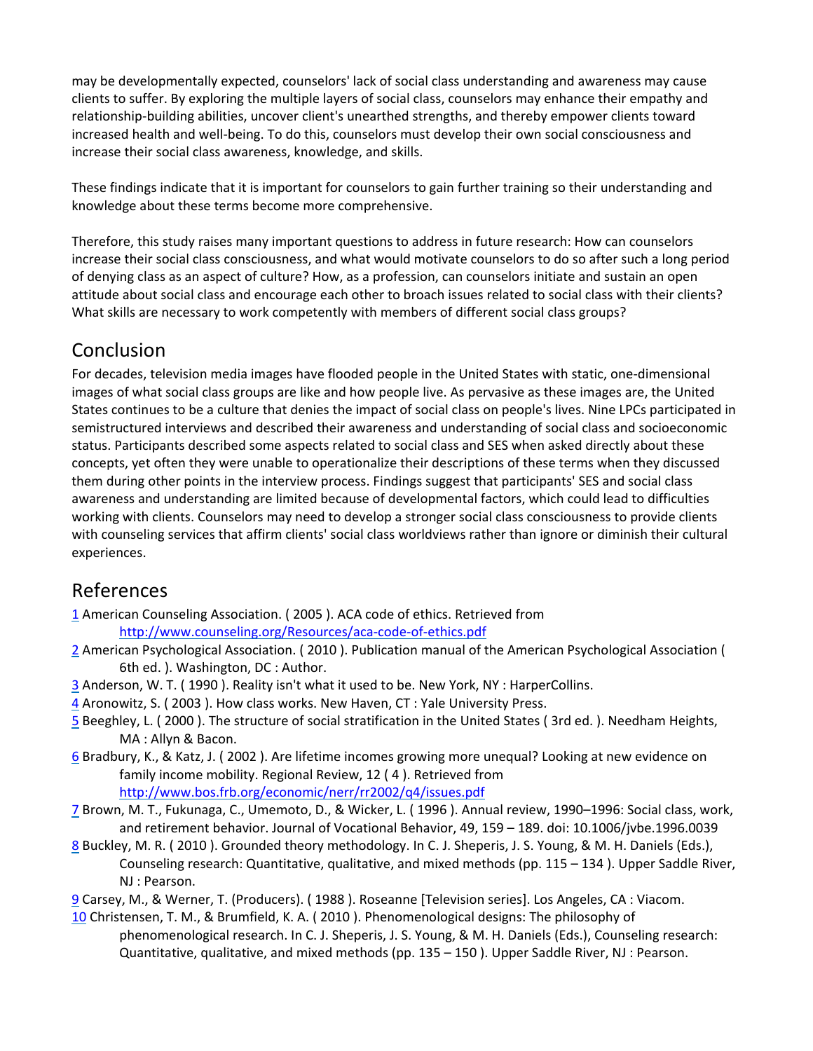may be developmentally expected, counselors' lack of social class understanding and awareness may cause clients to suffer. By exploring the multiple layers of social class, counselors may enhance their empathy and relationship-building abilities, uncover client's unearthed strengths, and thereby empower clients toward increased health and well-being. To do this, counselors must develop their own social consciousness and increase their social class awareness, knowledge, and skills.

These findings indicate that it is important for counselors to gain further training so their understanding and knowledge about these terms become more comprehensive.

Therefore, this study raises many important questions to address in future research: How can counselors increase their social class consciousness, and what would motivate counselors to do so after such a long period of denying class as an aspect of culture? How, as a profession, can counselors initiate and sustain an open attitude about social class and encourage each other to broach issues related to social class with their clients? What skills are necessary to work competently with members of different social class groups?

## Conclusion

For decades, television media images have flooded people in the United States with static, one-dimensional images of what social class groups are like and how people live. As pervasive as these images are, the United States continues to be a culture that denies the impact of social class on people's lives. Nine LPCs participated in semistructured interviews and described their awareness and understanding of social class and socioeconomic status. Participants described some aspects related to social class and SES when asked directly about these concepts, yet often they were unable to operationalize their descriptions of these terms when they discussed them during other points in the interview process. Findings suggest that participants' SES and social class awareness and understanding are limited because of developmental factors, which could lead to difficulties working with clients. Counselors may need to develop a stronger social class consciousness to provide clients with counseling services that affirm clients' social class worldviews rather than ignore or diminish their cultural experiences.

## References

1 American Counseling Association. ( 2005 ). ACA code of ethics. Retrieved from http://www.counseling.org/Resources/aca-code-of-ethics.pdf

2 American Psychological Association. ( 2010 ). Publication manual of the American Psychological Association ( 6th ed. ). Washington, DC : Author.

3 Anderson, W. T. ( 1990 ). Reality isn't what it used to be. New York, NY : HarperCollins.

4 Aronowitz, S. ( 2003 ). How class works. New Haven, CT : Yale University Press.

5 Beeghley, L. ( 2000 ). The structure of social stratification in the United States ( 3rd ed. ). Needham Heights, MA : Allyn & Bacon.

6 Bradbury, K., & Katz, J. ( 2002 ). Are lifetime incomes growing more unequal? Looking at new evidence on family income mobility. Regional Review, 12 ( 4 ). Retrieved from http://www.bos.frb.org/economic/nerr/rr2002/q4/issues.pdf

7 Brown, M. T., Fukunaga, C., Umemoto, D., & Wicker, L. ( 1996 ). Annual review, 1990–1996: Social class, work, and retirement behavior. Journal of Vocational Behavior, 49, 159 – 189. doi: 10.1006/jvbe.1996.0039

8 Buckley, M. R. ( 2010 ). Grounded theory methodology. In C. J. Sheperis, J. S. Young, & M. H. Daniels (Eds.), Counseling research: Quantitative, qualitative, and mixed methods (pp. 115 – 134 ). Upper Saddle River, NJ : Pearson.

9 Carsey, M., & Werner, T. (Producers). ( 1988 ). Roseanne [Television series]. Los Angeles, CA : Viacom.

10 Christensen, T. M., & Brumfield, K. A. ( 2010 ). Phenomenological designs: The philosophy of phenomenological research. In C. J. Sheperis, J. S. Young, & M. H. Daniels (Eds.), Counseling research: Quantitative, qualitative, and mixed methods (pp. 135 – 150 ). Upper Saddle River, NJ : Pearson.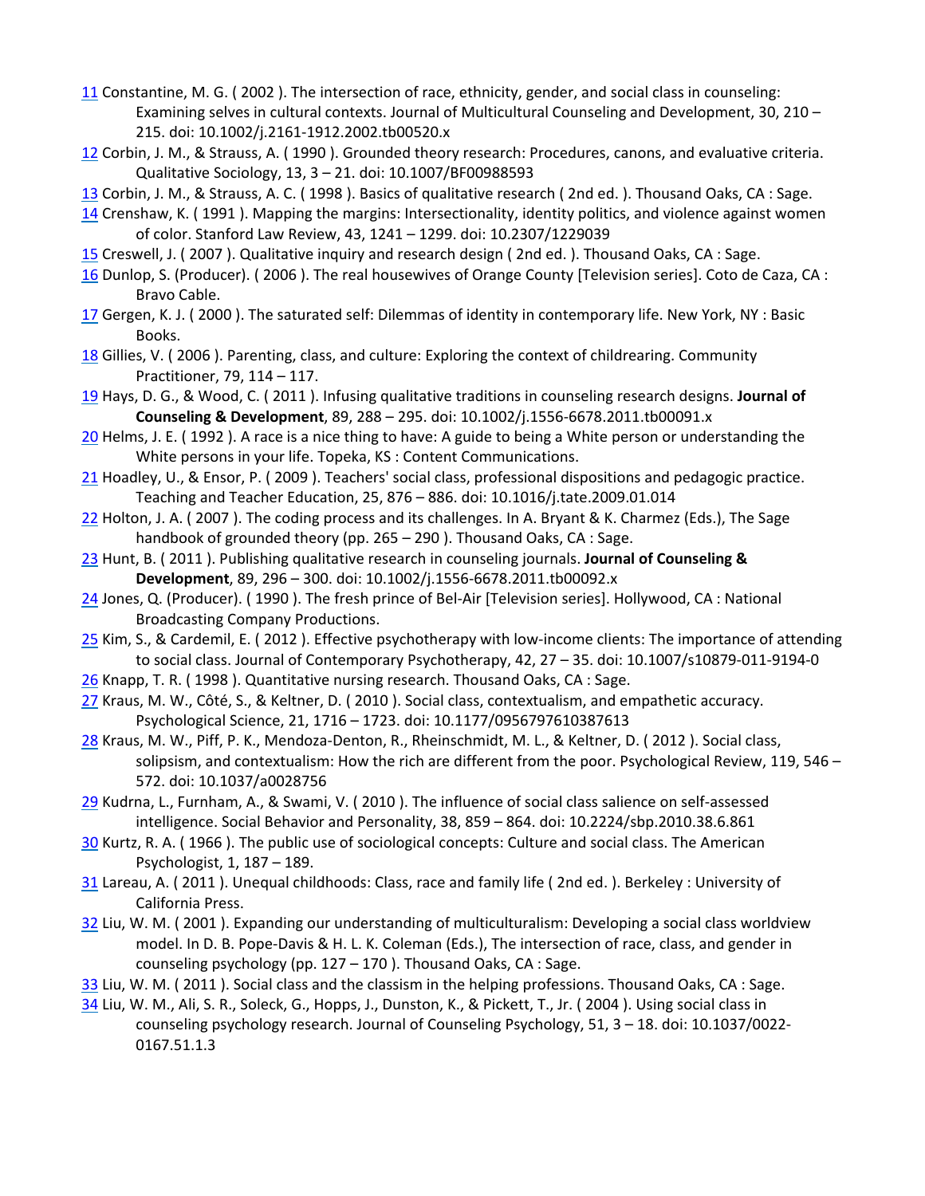11 Constantine, M. G. ( 2002 ). The intersection of race, ethnicity, gender, and social class in counseling: Examining selves in cultural contexts. Journal of Multicultural Counseling and Development, 30, 210 – 215. doi: 10.1002/j.2161-1912.2002.tb00520.x

12 Corbin, J. M., & Strauss, A. ( 1990 ). Grounded theory research: Procedures, canons, and evaluative criteria. Qualitative Sociology, 13, 3 – 21. doi: 10.1007/BF00988593

13 Corbin, J. M., & Strauss, A. C. ( 1998 ). Basics of qualitative research ( 2nd ed. ). Thousand Oaks, CA : Sage.

14 Crenshaw, K. ( 1991 ). Mapping the margins: Intersectionality, identity politics, and violence against women of color. Stanford Law Review, 43, 1241 – 1299. doi: 10.2307/1229039

15 Creswell, J. ( 2007 ). Qualitative inquiry and research design ( 2nd ed. ). Thousand Oaks, CA : Sage.

16 Dunlop, S. (Producer). ( 2006 ). The real housewives of Orange County [Television series]. Coto de Caza, CA : Bravo Cable.

17 Gergen, K. J. ( 2000 ). The saturated self: Dilemmas of identity in contemporary life. New York, NY : Basic Books.

18 Gillies, V. ( 2006 ). Parenting, class, and culture: Exploring the context of childrearing. Community Practitioner, 79, 114 – 117.

19 Hays, D. G., & Wood, C. ( 2011 ). Infusing qualitative traditions in counseling research designs. **Journal of Counseling & Development**, 89, 288 – 295. doi: 10.1002/j.1556-6678.2011.tb00091.x

20 Helms, J. E. ( 1992 ). A race is a nice thing to have: A guide to being a White person or understanding the White persons in your life. Topeka, KS : Content Communications.

21 Hoadley, U., & Ensor, P. ( 2009 ). Teachers' social class, professional dispositions and pedagogic practice. Teaching and Teacher Education, 25, 876 – 886. doi: 10.1016/j.tate.2009.01.014

22 Holton, J. A. ( 2007 ). The coding process and its challenges. In A. Bryant & K. Charmez (Eds.), The Sage handbook of grounded theory (pp. 265 – 290 ). Thousand Oaks, CA : Sage.

23 Hunt, B. ( 2011 ). Publishing qualitative research in counseling journals. **Journal of Counseling & Development**, 89, 296 – 300. doi: 10.1002/j.1556-6678.2011.tb00092.x

24 Jones, Q. (Producer). ( 1990 ). The fresh prince of Bel-Air [Television series]. Hollywood, CA : National Broadcasting Company Productions.

25 Kim, S., & Cardemil, E. ( 2012 ). Effective psychotherapy with low-income clients: The importance of attending to social class. Journal of Contemporary Psychotherapy, 42, 27 – 35. doi: 10.1007/s10879-011-9194-0

26 Knapp, T. R. ( 1998 ). Quantitative nursing research. Thousand Oaks, CA : Sage.

27 Kraus, M. W., Côté, S., & Keltner, D. ( 2010 ). Social class, contextualism, and empathetic accuracy. Psychological Science, 21, 1716 – 1723. doi: 10.1177/0956797610387613

28 Kraus, M. W., Piff, P. K., Mendoza-Denton, R., Rheinschmidt, M. L., & Keltner, D. ( 2012 ). Social class, solipsism, and contextualism: How the rich are different from the poor. Psychological Review, 119, 546 – 572. doi: 10.1037/a0028756

29 Kudrna, L., Furnham, A., & Swami, V. ( 2010 ). The influence of social class salience on self-assessed intelligence. Social Behavior and Personality, 38, 859 – 864. doi: 10.2224/sbp.2010.38.6.861

30 Kurtz, R. A. ( 1966 ). The public use of sociological concepts: Culture and social class. The American Psychologist, 1, 187 – 189.

31 Lareau, A. ( 2011 ). Unequal childhoods: Class, race and family life ( 2nd ed. ). Berkeley : University of California Press.

32 Liu, W. M. ( 2001 ). Expanding our understanding of multiculturalism: Developing a social class worldview model. In D. B. Pope-Davis & H. L. K. Coleman (Eds.), The intersection of race, class, and gender in counseling psychology (pp. 127 – 170 ). Thousand Oaks, CA : Sage.

33 Liu, W. M. ( 2011 ). Social class and the classism in the helping professions. Thousand Oaks, CA : Sage.

34 Liu, W. M., Ali, S. R., Soleck, G., Hopps, J., Dunston, K., & Pickett, T., Jr. ( 2004 ). Using social class in counseling psychology research. Journal of Counseling Psychology, 51, 3 – 18. doi: 10.1037/0022-0167.51.1.3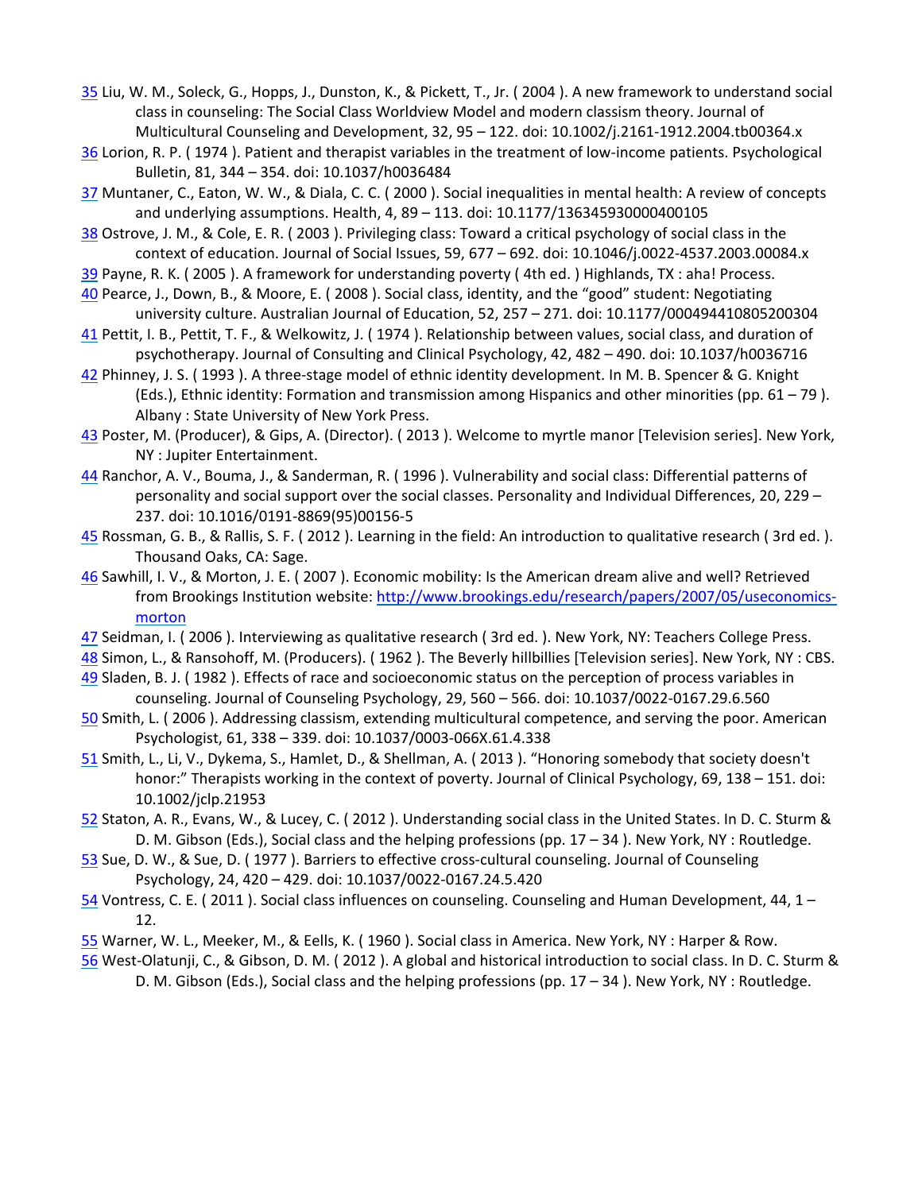35 Liu, W. M., Soleck, G., Hopps, J., Dunston, K., & Pickett, T., Jr. ( 2004 ). A new framework to understand social class in counseling: The Social Class Worldview Model and modern classism theory. Journal of Multicultural Counseling and Development, 32, 95 – 122. doi: 10.1002/j.2161-1912.2004.tb00364.x

36 Lorion, R. P. ( 1974 ). Patient and therapist variables in the treatment of low-income patients. Psychological Bulletin, 81, 344 – 354. doi: 10.1037/h0036484

37 Muntaner, C., Eaton, W. W., & Diala, C. C. ( 2000 ). Social inequalities in mental health: A review of concepts and underlying assumptions. Health, 4, 89 – 113. doi: 10.1177/136345930000400105

38 Ostrove, J. M., & Cole, E. R. ( 2003 ). Privileging class: Toward a critical psychology of social class in the context of education. Journal of Social Issues, 59, 677 – 692. doi: 10.1046/j.0022-4537.2003.00084.x

39 Payne, R. K. ( 2005 ). A framework for understanding poverty ( 4th ed. ) Highlands, TX : aha! Process.

40 Pearce, J., Down, B., & Moore, E. ( 2008 ). Social class, identity, and the "good" student: Negotiating university culture. Australian Journal of Education, 52, 257 – 271. doi: 10.1177/000494410805200304

41 Pettit, I. B., Pettit, T. F., & Welkowitz, J. ( 1974 ). Relationship between values, social class, and duration of psychotherapy. Journal of Consulting and Clinical Psychology, 42, 482 – 490. doi: 10.1037/h0036716

42 Phinney, J. S. ( 1993 ). A three-stage model of ethnic identity development. In M. B. Spencer & G. Knight (Eds.), Ethnic identity: Formation and transmission among Hispanics and other minorities (pp. 61 – 79 ). Albany : State University of New York Press.

43 Poster, M. (Producer), & Gips, A. (Director). ( 2013 ). Welcome to myrtle manor [Television series]. New York, NY : Jupiter Entertainment.

44 Ranchor, A. V., Bouma, J., & Sanderman, R. ( 1996 ). Vulnerability and social class: Differential patterns of personality and social support over the social classes. Personality and Individual Differences, 20, 229 – 237. doi: 10.1016/0191-8869(95)00156-5

45 Rossman, G. B., & Rallis, S. F. ( 2012 ). Learning in the field: An introduction to qualitative research ( 3rd ed. ). Thousand Oaks, CA: Sage.

46 Sawhill, I. V., & Morton, J. E. ( 2007 ). Economic mobility: Is the American dream alive and well? Retrieved from Brookings Institution website: http://www.brookings.edu/research/papers/2007/05/useconomics-morton

47 Seidman, I. ( 2006 ). Interviewing as qualitative research ( 3rd ed. ). New York, NY: Teachers College Press.

48 Simon, L., & Ransohoff, M. (Producers). ( 1962 ). The Beverly hillbillies [Television series]. New York, NY : CBS.

49 Sladen, B. J. ( 1982 ). Effects of race and socioeconomic status on the perception of process variables in counseling. Journal of Counseling Psychology, 29, 560 – 566. doi: 10.1037/0022-0167.29.6.560

50 Smith, L. ( 2006 ). Addressing classism, extending multicultural competence, and serving the poor. American Psychologist, 61, 338 – 339. doi: 10.1037/0003-066X.61.4.338

51 Smith, L., Li, V., Dykema, S., Hamlet, D., & Shellman, A. ( 2013 ). "Honoring somebody that society doesn't honor:" Therapists working in the context of poverty. Journal of Clinical Psychology, 69, 138 – 151. doi: 10.1002/jclp.21953

52 Staton, A. R., Evans, W., & Lucey, C. ( 2012 ). Understanding social class in the United States. In D. C. Sturm & D. M. Gibson (Eds.), Social class and the helping professions (pp. 17 – 34 ). New York, NY : Routledge.

53 Sue, D. W., & Sue, D. ( 1977 ). Barriers to effective cross-cultural counseling. Journal of Counseling Psychology, 24, 420 – 429. doi: 10.1037/0022-0167.24.5.420

54 Vontress, C. E. ( 2011 ). Social class influences on counseling. Counseling and Human Development, 44, 1 – 12.

55 Warner, W. L., Meeker, M., & Eells, K. ( 1960 ). Social class in America. New York, NY : Harper & Row.

56 West-Olatunji, C., & Gibson, D. M. ( 2012 ). A global and historical introduction to social class. In D. C. Sturm & D. M. Gibson (Eds.), Social class and the helping professions (pp. 17 – 34 ). New York, NY : Routledge.